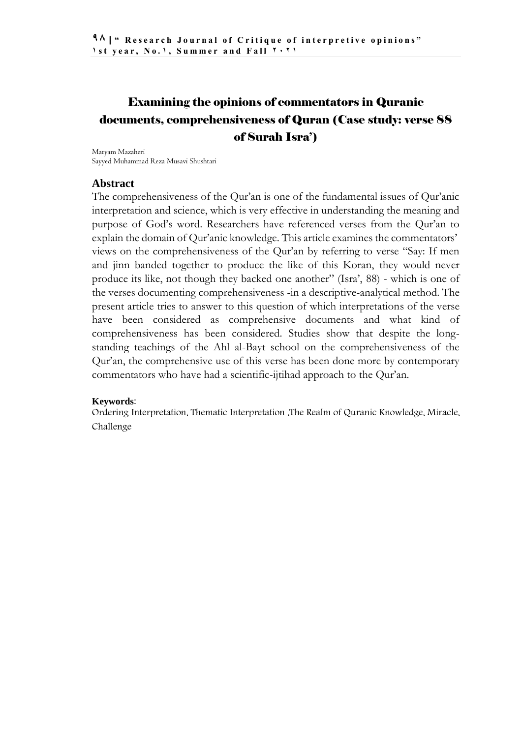# Examining the opinions of commentators in Quranic documents, comprehensiveness of Quran (Case study: verse 88 of Surah Isra')

Maryam Mazaheri
Sayyed Muhammad Reza Musavi Shushtari

## Abstract

The comprehensiveness of the Qur'an is one of the fundamental issues of Qur'anic interpretation and science, which is very effective in understanding the meaning and purpose of God's word. Researchers have referenced verses from the Qur'an to explain the domain of Qur'anic knowledge. This article examines the commentators' views on the comprehensiveness of the Qur'an by referring to verse "Say: If men and jinn banded together to produce the like of this Koran, they would never produce its like, not though they backed one another" (Isra', 88) - which is one of the verses documenting comprehensiveness -in a descriptive-analytical method. The present article tries to answer to this question of which interpretations of the verse have been considered as comprehensive documents and what kind of comprehensiveness has been considered. Studies show that despite the long-standing teachings of the Ahl al-Bayt school on the comprehensiveness of the Qur'an, the comprehensive use of this verse has been done more by contemporary commentators who have had a scientific-ijtihad approach to the Qur'an.

**Keywords**:
Ordering Interpretation, Thematic Interpretation ,The Realm of Quranic Knowledge, Miracle, Challenge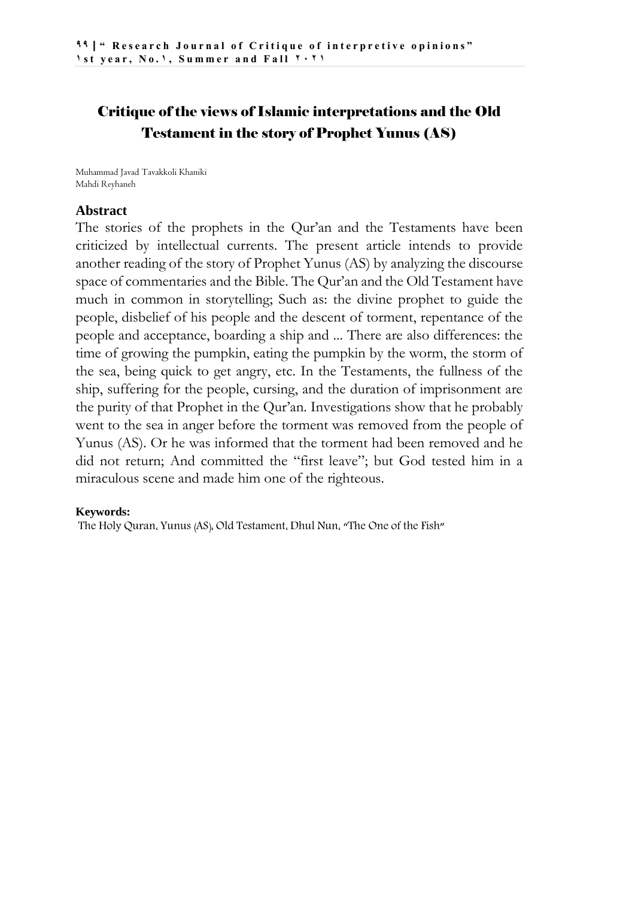# Critique of the views of Islamic interpretations and the Old Testament in the story of Prophet Yunus (AS)

Muhammad Javad Tavakkoli Khaniki
Mahdi Reyhaneh

## Abstract

The stories of the prophets in the Qur'an and the Testaments have been criticized by intellectual currents. The present article intends to provide another reading of the story of Prophet Yunus (AS) by analyzing the discourse space of commentaries and the Bible. The Qur'an and the Old Testament have much in common in storytelling; Such as: the divine prophet to guide the people, disbelief of his people and the descent of torment, repentance of the people and acceptance, boarding a ship and ... There are also differences: the time of growing the pumpkin, eating the pumpkin by the worm, the storm of the sea, being quick to get angry, etc. In the Testaments, the fullness of the ship, suffering for the people, cursing, and the duration of imprisonment are the purity of that Prophet in the Qur'an. Investigations show that he probably went to the sea in anger before the torment was removed from the people of Yunus (AS). Or he was informed that the torment had been removed and he did not return; And committed the "first leave"; but God tested him in a miraculous scene and made him one of the righteous.

**Keywords:**
The Holy Quran, Yunus (AS), Old Testament, Dhul Nun, "The One of the Fish"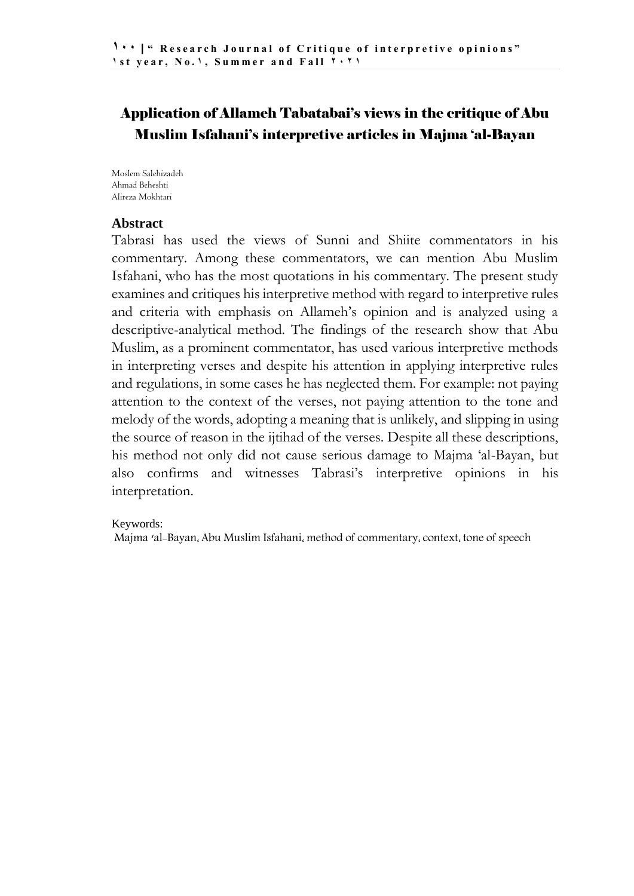# Application of Allameh Tabatabai's views in the critique of Abu Muslim Isfahani's interpretive articles in Majma 'al-Bayan

Moslem Salehizadeh
Ahmad Beheshti
Alireza Mokhtari

## Abstract

Tabrasi has used the views of Sunni and Shiite commentators in his commentary. Among these commentators, we can mention Abu Muslim Isfahani, who has the most quotations in his commentary. The present study examines and critiques his interpretive method with regard to interpretive rules and criteria with emphasis on Allameh's opinion and is analyzed using a descriptive-analytical method. The findings of the research show that Abu Muslim, as a prominent commentator, has used various interpretive methods in interpreting verses and despite his attention in applying interpretive rules and regulations, in some cases he has neglected them. For example: not paying attention to the context of the verses, not paying attention to the tone and melody of the words, adopting a meaning that is unlikely, and slipping in using the source of reason in the ijtihad of the verses. Despite all these descriptions, his method not only did not cause serious damage to Majma 'al-Bayan, but also confirms and witnesses Tabrasi's interpretive opinions in his interpretation.

Keywords:
Majma 'al-Bayan, Abu Muslim Isfahani, method of commentary, context, tone of speech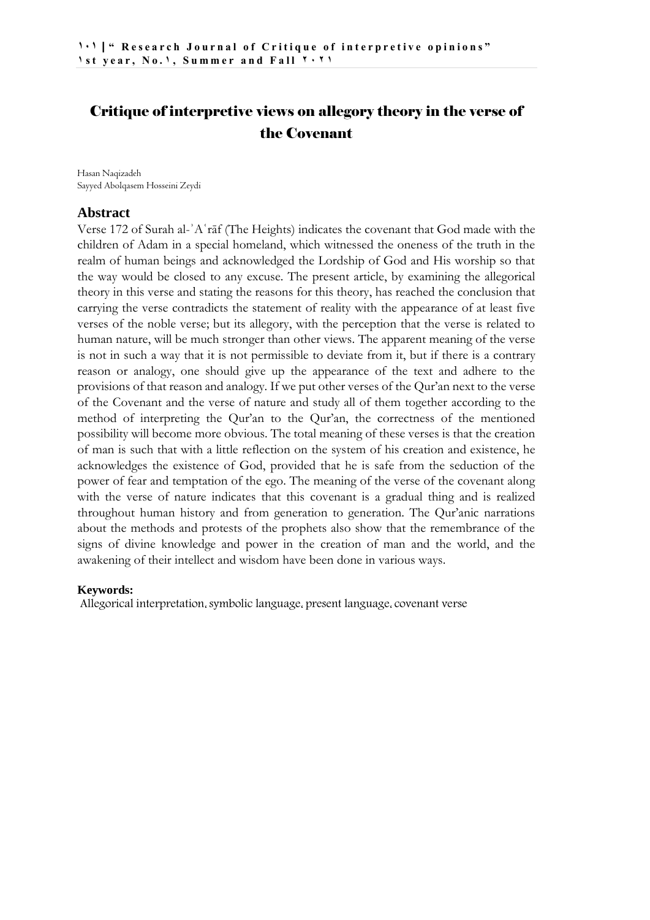# Critique of interpretive views on allegory theory in the verse of the Covenant

Hasan Naqizadeh
Sayyed Abolqasem Hosseini Zeydi

## Abstract

Verse 172 of Surah al-ʾAʿrāf (The Heights) indicates the covenant that God made with the children of Adam in a special homeland, which witnessed the oneness of the truth in the realm of human beings and acknowledged the Lordship of God and His worship so that the way would be closed to any excuse. The present article, by examining the allegorical theory in this verse and stating the reasons for this theory, has reached the conclusion that carrying the verse contradicts the statement of reality with the appearance of at least five verses of the noble verse; but its allegory, with the perception that the verse is related to human nature, will be much stronger than other views. The apparent meaning of the verse is not in such a way that it is not permissible to deviate from it, but if there is a contrary reason or analogy, one should give up the appearance of the text and adhere to the provisions of that reason and analogy. If we put other verses of the Qur'an next to the verse of the Covenant and the verse of nature and study all of them together according to the method of interpreting the Qur'an to the Qur'an, the correctness of the mentioned possibility will become more obvious. The total meaning of these verses is that the creation of man is such that with a little reflection on the system of his creation and existence, he acknowledges the existence of God, provided that he is safe from the seduction of the power of fear and temptation of the ego. The meaning of the verse of the covenant along with the verse of nature indicates that this covenant is a gradual thing and is realized throughout human history and from generation to generation. The Qur'anic narrations about the methods and protests of the prophets also show that the remembrance of the signs of divine knowledge and power in the creation of man and the world, and the awakening of their intellect and wisdom have been done in various ways.

**Keywords:**
Allegorical interpretation, symbolic language, present language, covenant verse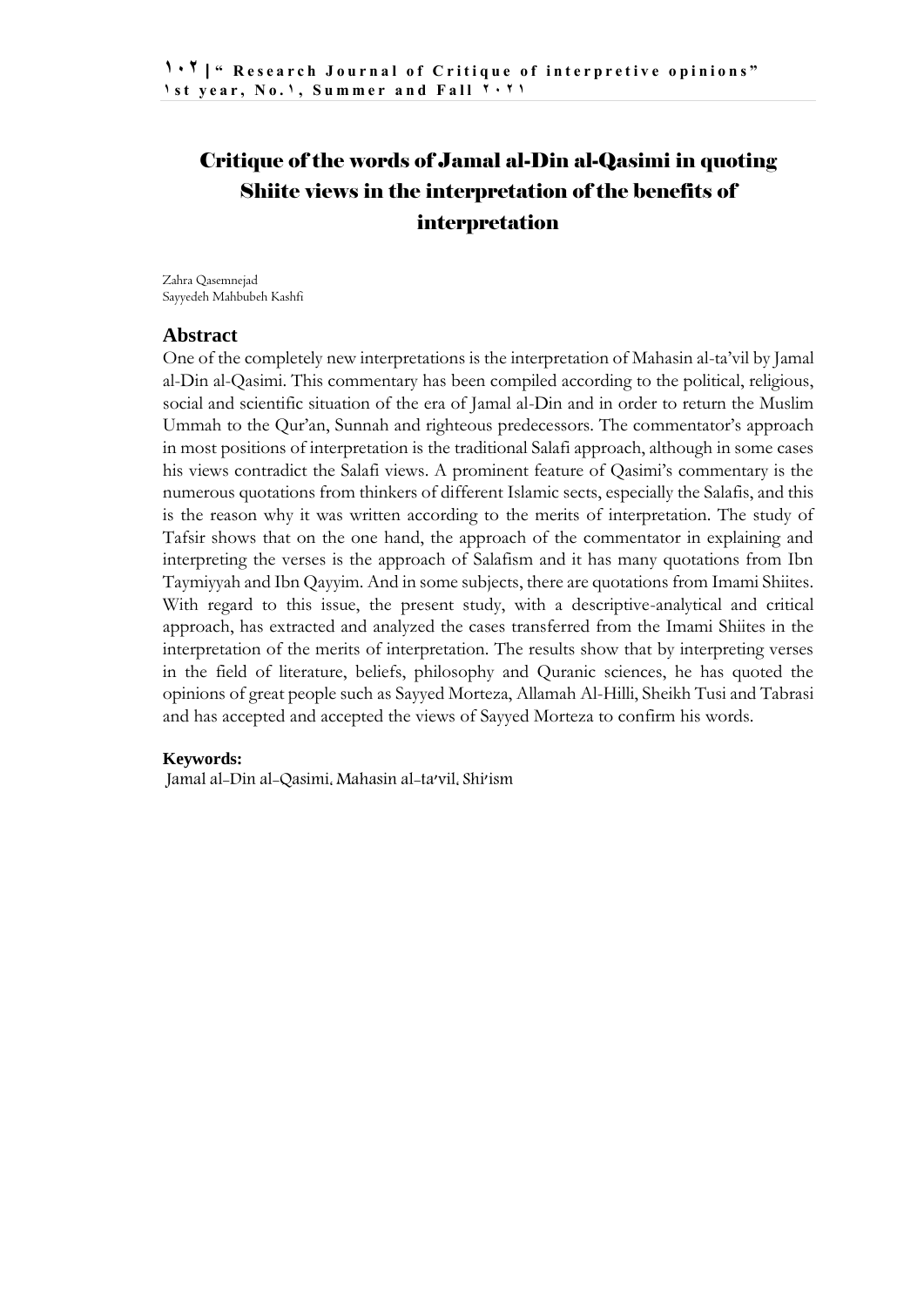# Critique of the words of Jamal al-Din al-Qasimi in quoting Shiite views in the interpretation of the benefits of interpretation

Zahra Qasemnejad
Sayyedeh Mahbubeh Kashfi

## Abstract

One of the completely new interpretations is the interpretation of Mahasin al-ta'vil by Jamal al-Din al-Qasimi. This commentary has been compiled according to the political, religious, social and scientific situation of the era of Jamal al-Din and in order to return the Muslim Ummah to the Qur'an, Sunnah and righteous predecessors. The commentator's approach in most positions of interpretation is the traditional Salafi approach, although in some cases his views contradict the Salafi views. A prominent feature of Qasimi's commentary is the numerous quotations from thinkers of different Islamic sects, especially the Salafis, and this is the reason why it was written according to the merits of interpretation. The study of Tafsir shows that on the one hand, the approach of the commentator in explaining and interpreting the verses is the approach of Salafism and it has many quotations from Ibn Taymiyyah and Ibn Qayyim. And in some subjects, there are quotations from Imami Shiites. With regard to this issue, the present study, with a descriptive-analytical and critical approach, has extracted and analyzed the cases transferred from the Imami Shiites in the interpretation of the merits of interpretation. The results show that by interpreting verses in the field of literature, beliefs, philosophy and Quranic sciences, he has quoted the opinions of great people such as Sayyed Morteza, Allamah Al-Hilli, Sheikh Tusi and Tabrasi and has accepted and accepted the views of Sayyed Morteza to confirm his words.

**Keywords:**
Jamal al-Din al-Qasimi, Mahasin al-ta'vil, Shi'ism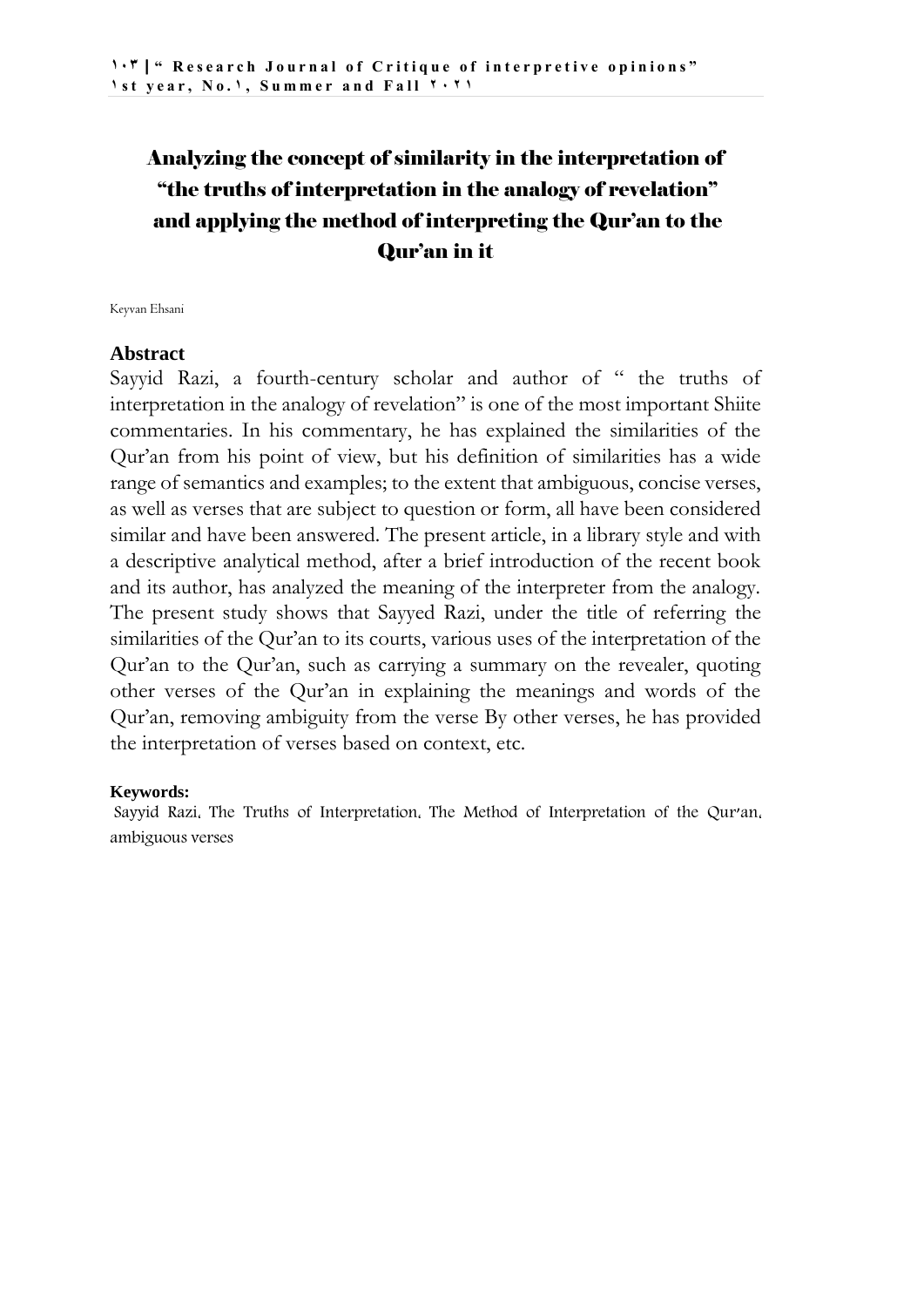# Analyzing the concept of similarity in the interpretation of "the truths of interpretation in the analogy of revelation" and applying the method of interpreting the Qur'an to the Qur'an in it

Keyvan Ehsani

## Abstract

Sayyid Razi, a fourth-century scholar and author of " the truths of interpretation in the analogy of revelation" is one of the most important Shiite commentaries. In his commentary, he has explained the similarities of the Qur'an from his point of view, but his definition of similarities has a wide range of semantics and examples; to the extent that ambiguous, concise verses, as well as verses that are subject to question or form, all have been considered similar and have been answered. The present article, in a library style and with a descriptive analytical method, after a brief introduction of the recent book and its author, has analyzed the meaning of the interpreter from the analogy. The present study shows that Sayyed Razi, under the title of referring the similarities of the Qur'an to its courts, various uses of the interpretation of the Qur'an to the Qur'an, such as carrying a summary on the revealer, quoting other verses of the Qur'an in explaining the meanings and words of the Qur'an, removing ambiguity from the verse By other verses, he has provided the interpretation of verses based on context, etc.

**Keywords:**

Sayyid Razi, The Truths of Interpretation, The Method of Interpretation of the Qur'an, ambiguous verses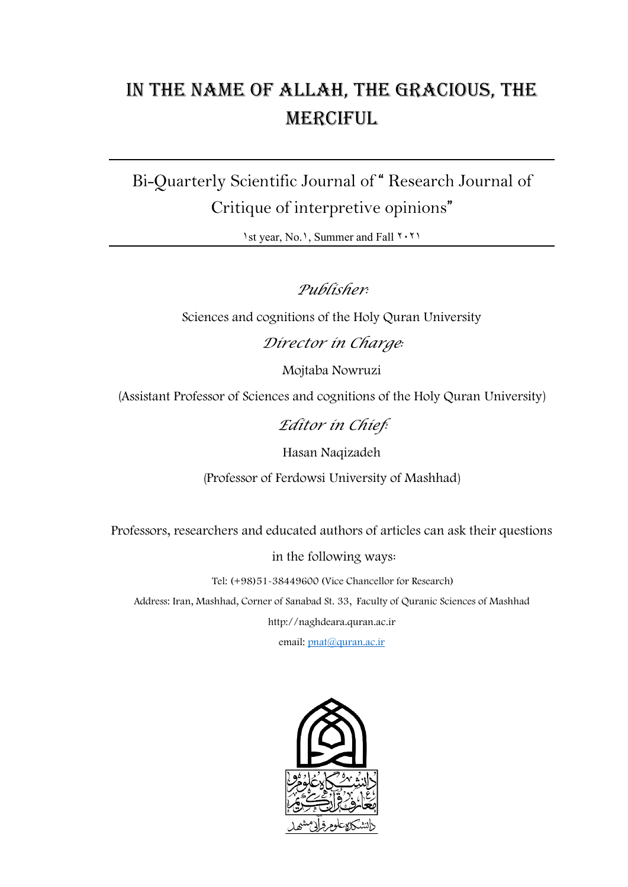# In the Name of Allah, the Gracious, the Merciful

## Bi-Quarterly Scientific Journal of " Research Journal of Critique of interpretive opinions"

١st year, No.١, Summer and Fall ٢٠٢١

*Publisher:*

Sciences and cognitions of the Holy Quran University

*Director in Charge:*

Mojtaba Nowruzi

(Assistant Professor of Sciences and cognitions of the Holy Quran University)

*Editor in Chief:*

Hasan Naqizadeh

(Professor of Ferdowsi University of Mashhad)

Professors, researchers and educated authors of articles can ask their questions in the following ways:

Tel: (+98)51-38449600 (Vice Chancellor for Research)

Address: Iran, Mashhad, Corner of Sanabad St. 33, Faculty of Quranic Sciences of Mashhad

http://naghdeara.quran.ac.ir

email: pnat@quran.ac.ir

دانشکده علوم و معارف قرآن کریم

دانشکده علوم قرآنی مشهد